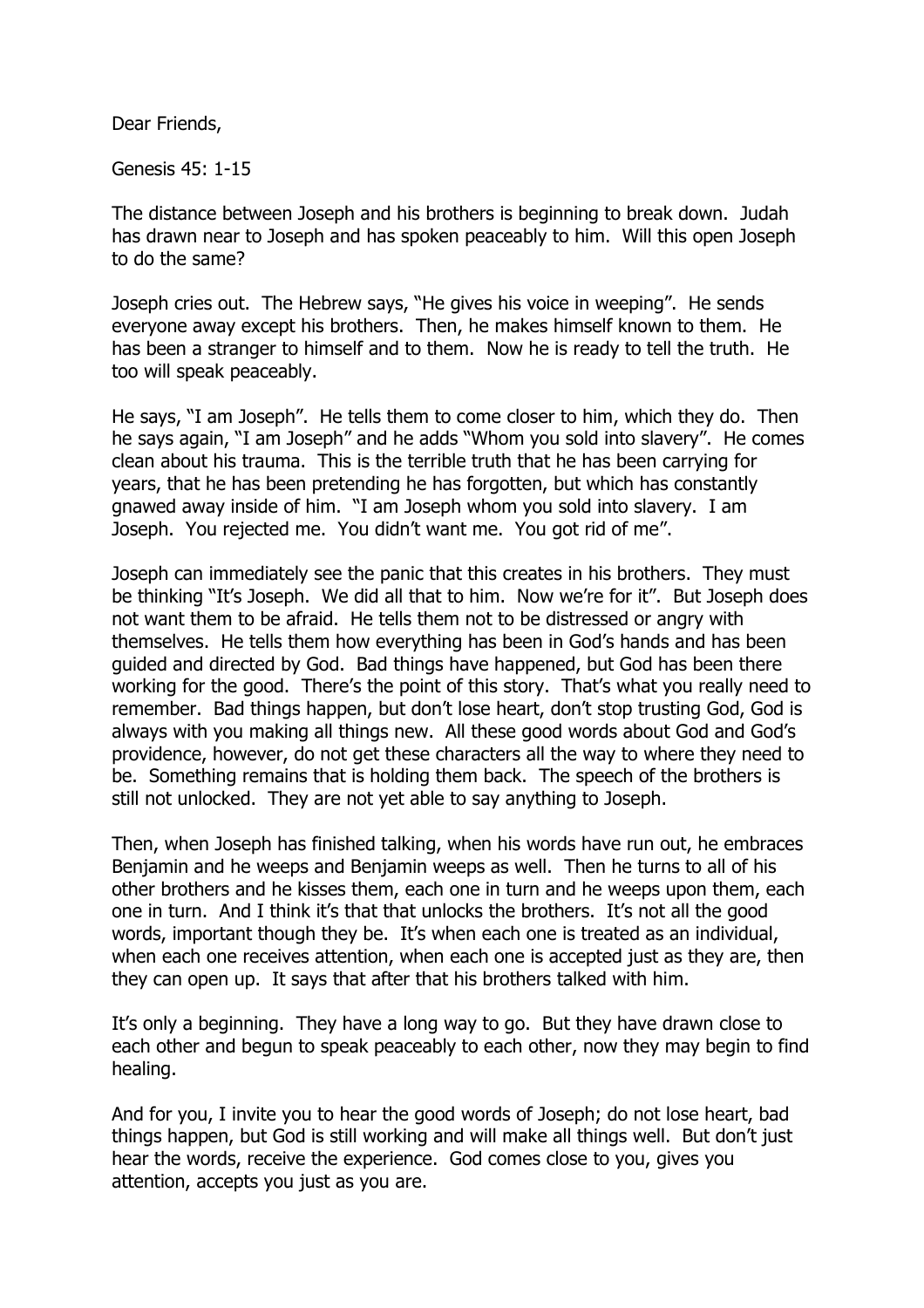Dear Friends,

Genesis 45: 1-15

The distance between Joseph and his brothers is beginning to break down. Judah has drawn near to Joseph and has spoken peaceably to him. Will this open Joseph to do the same?

Joseph cries out. The Hebrew says, "He gives his voice in weeping". He sends everyone away except his brothers. Then, he makes himself known to them. He has been a stranger to himself and to them. Now he is ready to tell the truth. He too will speak peaceably.

He says, "I am Joseph". He tells them to come closer to him, which they do. Then he says again, "I am Joseph" and he adds "Whom you sold into slavery". He comes clean about his trauma. This is the terrible truth that he has been carrying for years, that he has been pretending he has forgotten, but which has constantly gnawed away inside of him. "I am Joseph whom you sold into slavery. I am Joseph. You rejected me. You didn't want me. You got rid of me".

Joseph can immediately see the panic that this creates in his brothers. They must be thinking "It's Joseph. We did all that to him. Now we're for it". But Joseph does not want them to be afraid. He tells them not to be distressed or angry with themselves. He tells them how everything has been in God's hands and has been guided and directed by God. Bad things have happened, but God has been there working for the good. There's the point of this story. That's what you really need to remember. Bad things happen, but don't lose heart, don't stop trusting God, God is always with you making all things new. All these good words about God and God's providence, however, do not get these characters all the way to where they need to be. Something remains that is holding them back. The speech of the brothers is still not unlocked. They are not yet able to say anything to Joseph.

Then, when Joseph has finished talking, when his words have run out, he embraces Benjamin and he weeps and Benjamin weeps as well. Then he turns to all of his other brothers and he kisses them, each one in turn and he weeps upon them, each one in turn. And I think it's that that unlocks the brothers. It's not all the good words, important though they be. It's when each one is treated as an individual, when each one receives attention, when each one is accepted just as they are, then they can open up. It says that after that his brothers talked with him.

It's only a beginning. They have a long way to go. But they have drawn close to each other and begun to speak peaceably to each other, now they may begin to find healing.

And for you, I invite you to hear the good words of Joseph; do not lose heart, bad things happen, but God is still working and will make all things well. But don't just hear the words, receive the experience. God comes close to you, gives you attention, accepts you just as you are.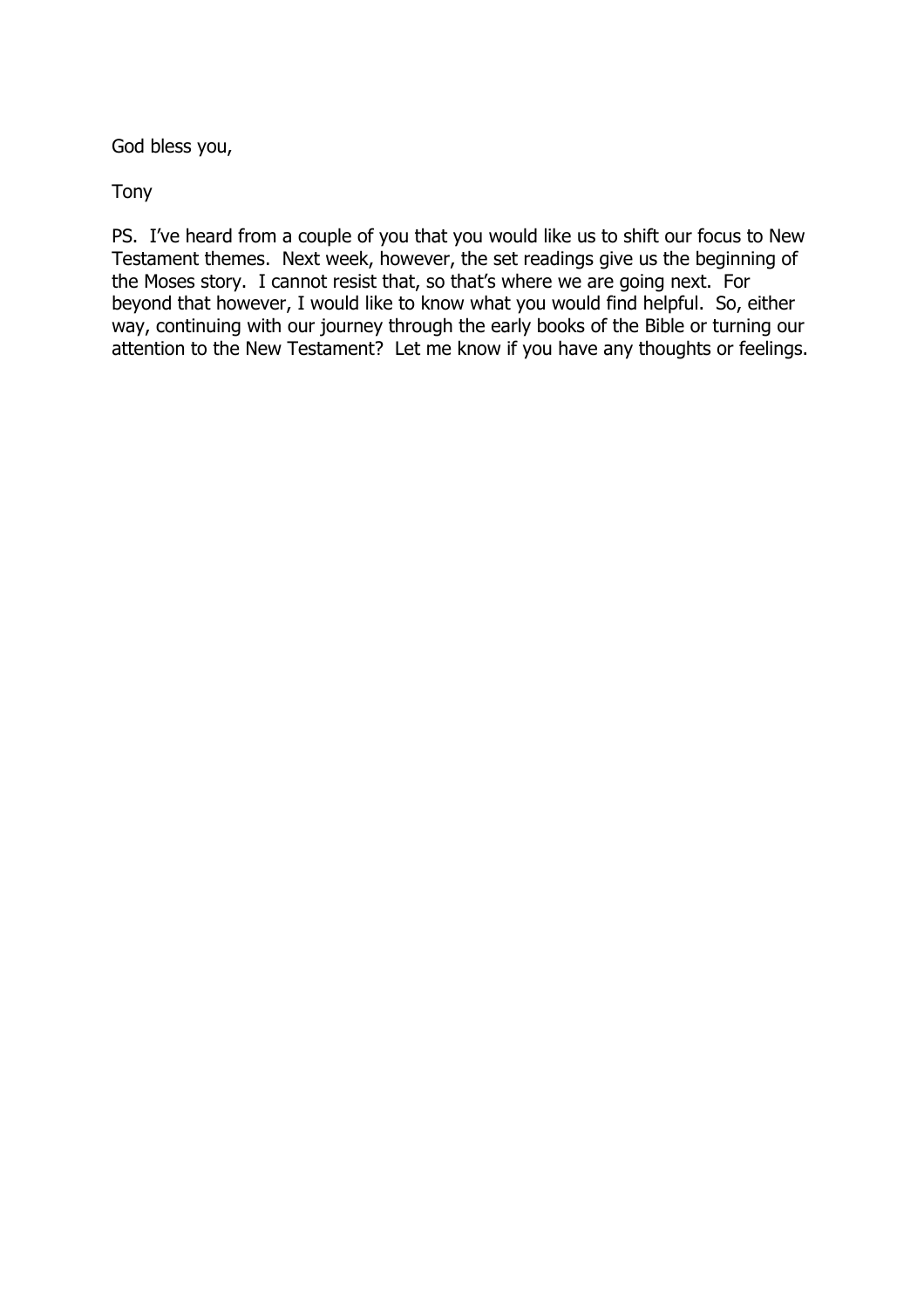God bless you,

Tony

PS. I've heard from a couple of you that you would like us to shift our focus to New Testament themes. Next week, however, the set readings give us the beginning of the Moses story. I cannot resist that, so that's where we are going next. For beyond that however, I would like to know what you would find helpful. So, either way, continuing with our journey through the early books of the Bible or turning our attention to the New Testament? Let me know if you have any thoughts or feelings.